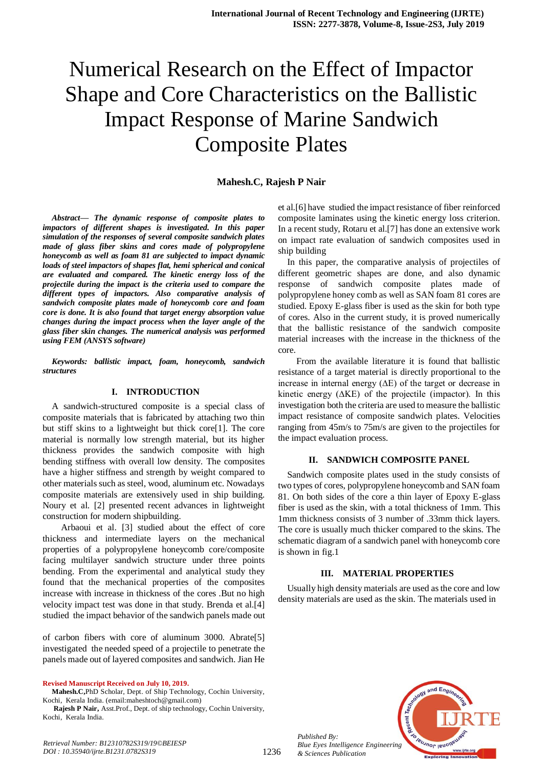# Numerical Research on the Effect of Impactor Shape and Core Characteristics on the Ballistic Impact Response of Marine Sandwich Composite Plates

**Mahesh.C, Rajesh P Nair**

***Abstract— The dynamic response of composite plates to impactors of different shapes is investigated. In this paper simulation of the responses of several composite sandwich plates made of glass fiber skins and cores made of polypropylene honeycomb as well as foam 81 are subjected to impact dynamic loads of steel impactors of shapes flat, hemi spherical and conical are evaluated and compared. The kinetic energy loss of the projectile during the impact is the criteria used to compare the different types of impactors. Also comparative analysis of sandwich composite plates made of honeycomb core and foam core is done. It is also found that target energy absorption value changes during the impact process when the layer angle of the glass fiber skin changes. The numerical analysis was performed using FEM (ANSYS software)***

***Keywords: ballistic impact, foam, honeycomb, sandwich structures***

## I. INTRODUCTION

A sandwich-structured composite is a special class of composite materials that is fabricated by attaching two thin but stiff skins to a lightweight but thick core[1]. The core material is normally low strength material, but its higher thickness provides the sandwich composite with high bending stiffness with overall low density. The composites have a higher stiffness and strength by weight compared to other materials such as steel, wood, aluminum etc. Nowadays composite materials are extensively used in ship building. Noury et al. [2] presented recent advances in lightweight construction for modern shipbuilding.

Arbaoui et al. [3] studied about the effect of core thickness and intermediate layers on the mechanical properties of a polypropylene honeycomb core/composite facing multilayer sandwich structure under three points bending. From the experimental and analytical study they found that the mechanical properties of the composites increase with increase in thickness of the cores .But no high velocity impact test was done in that study. Brenda et al.[4] studied the impact behavior of the sandwich panels made out of carbon fibers with core of aluminum 3000. Abrate[5] investigated the needed speed of a projectile to penetrate the panels made out of layered composites and sandwich. Jian He et al.[6] have studied the impact resistance of fiber reinforced composite laminates using the kinetic energy loss criterion. In a recent study, Rotaru et al.[7] has done an extensive work on impact rate evaluation of sandwich composites used in ship building

In this paper, the comparative analysis of projectiles of different geometric shapes are done, and also dynamic response of sandwich composite plates made of polypropylene honey comb as well as SAN foam 81 cores are studied. Epoxy E-glass fiber is used as the skin for both type of cores. Also in the current study, it is proved numerically that the ballistic resistance of the sandwich composite material increases with the increase in the thickness of the core.

From the available literature it is found that ballistic resistance of a target material is directly proportional to the increase in internal energy ($\Delta E$) of the target or decrease in kinetic energy ($\Delta KE$) of the projectile (impactor). In this investigation both the criteria are used to measure the ballistic impact resistance of composite sandwich plates. Velocities ranging from 45m/s to 75m/s are given to the projectiles for the impact evaluation process.

## II. SANDWICH COMPOSITE PANEL

Sandwich composite plates used in the study consists of two types of cores, polypropylene honeycomb and SAN foam 81. On both sides of the core a thin layer of Epoxy E-glass fiber is used as the skin, with a total thickness of 1mm. This 1mm thickness consists of 3 number of .33mm thick layers. The core is usually much thicker compared to the skins. The schematic diagram of a sandwich panel with honeycomb core is shown in fig.1

## III. MATERIAL PROPERTIES

Usually high density materials are used as the core and low density materials are used as the skin. The materials used in

**Revised Manuscript Received on July 10, 2019.**

**Mahesh.C**, PhD Scholar, Dept. of Ship Technology, Cochin University, Kochi, Kerala India. (email:maheshtoch@gmail.com)

**Rajesh P Nair**, Asst.Prof., Dept. of ship technology, Cochin University, Kochi, Kerala India.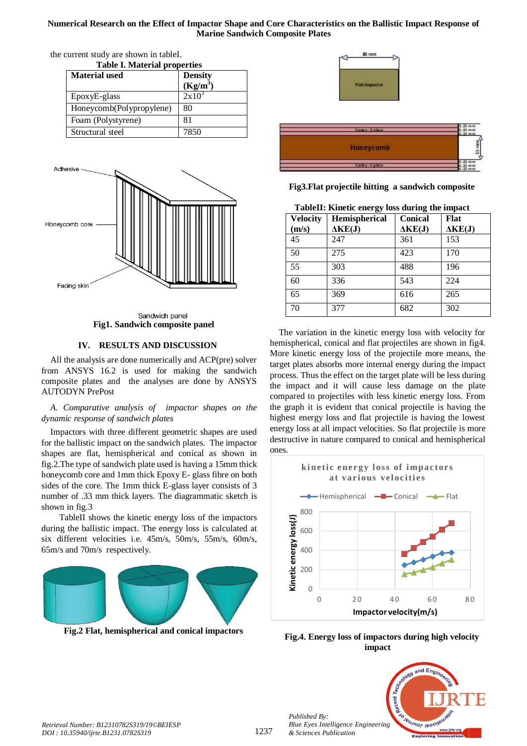the current study are shown in tableI.

**Table I. Material properties**

| Material used | Density ($Kg/m^3$) |
|---|---|
| EpoxyE-glass | $2x10^3$ |
| Honeycomb(Polypropylene) | 80 |
| Foam (Polystyrene) | 81 |
| Structural steel | 7850 |

**Fig1. Sandwich composite panel**

## IV. RESULTS AND DISCUSSION

All the analysis are done numerically and ACP(pre) solver from ANSYS 16.2 is used for making the sandwich composite plates and the analyses are done by ANSYS AUTODYN PrePost

*A. Comparative analysis of impactor shapes on the dynamic response of sandwich plates*

Impactors with three different geometric shapes are used for the ballistic impact on the sandwich plates. The impactor shapes are flat, hemispherical and conical as shown in fig.2.The type of sandwich plate used is having a 15mm thick honeycomb core and 1mm thick Epoxy E- glass fibre on both sides of the core. The 1mm thick E-glass layer consists of 3 number of .33 mm thick layers. The diagrammatic sketch is shown in fig.3

TableII shows the kinetic energy loss of the impactors during the ballistic impact. The energy loss is calculated at six different velocities i.e. 45m/s, 50m/s, 55m/s, 60m/s, 65m/s and 70m/s respectively.

**Fig.2 Flat, hemispherical and conical impactors**

**Fig3.Flat projectile hitting a sandwich composite**

**TableII: Kinetic energy loss during the impact**

| Velocity (m/s) | Hemispherical ΔKE(J) | Conical ΔKE(J) | Flat ΔKE(J) |
|---|---|---|---|
| 45 | 247 | 361 | 153 |
| 50 | 275 | 423 | 170 |
| 55 | 303 | 488 | 196 |
| 60 | 336 | 543 | 224 |
| 65 | 369 | 616 | 265 |
| 70 | 377 | 682 | 302 |

The variation in the kinetic energy loss with velocity for hemispherical, conical and flat projectiles are shown in fig4. More kinetic energy loss of the projectile more means, the target plates absorbs more internal energy during the impact process. Thus the effect on the target plate will be less during the impact and it will cause less damage on the plate compared to projectiles with less kinetic energy loss. From the graph it is evident that conical projectile is having the highest energy loss and flat projectile is having the lowest energy loss at all impact velocities. So flat projectile is more destructive in nature compared to conical and hemispherical ones.

**Fig.4. Energy loss of impactors during high velocity impact**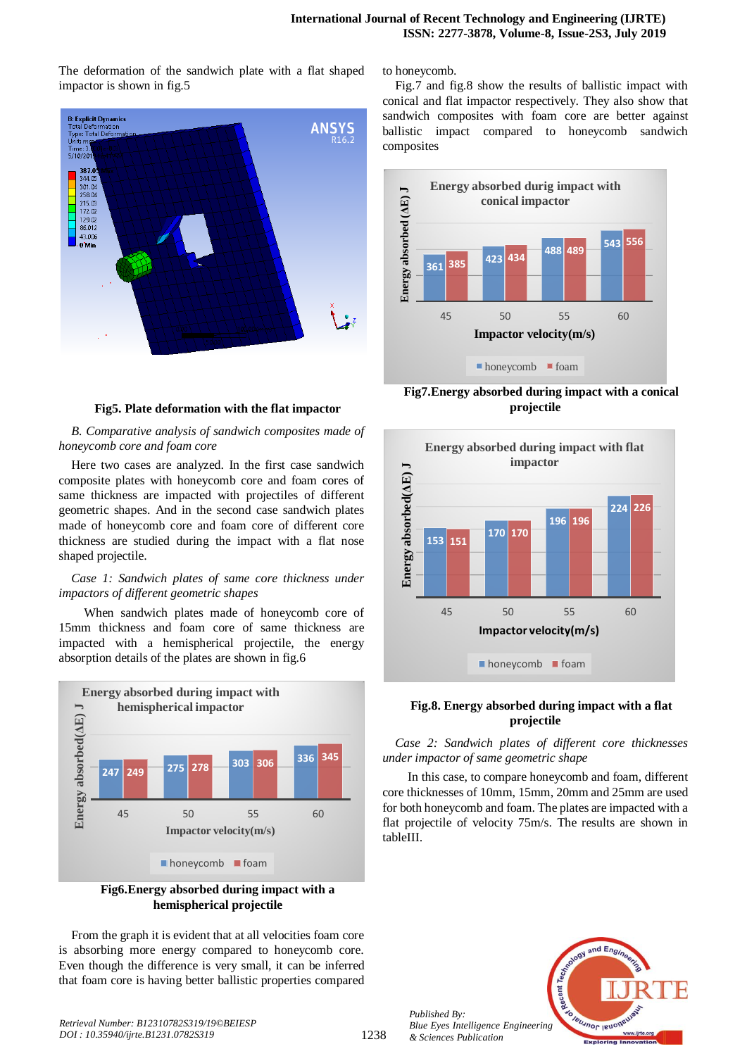The deformation of the sandwich plate with a flat shaped impactor is shown in fig.5

Fig5. Plate deformation with the flat impactor

*B. Comparative analysis of sandwich composites made of honeycomb core and foam core*

Here two cases are analyzed. In the first case sandwich composite plates with honeycomb core and foam cores of same thickness are impacted with projectiles of different geometric shapes. And in the second case sandwich plates made of honeycomb core and foam core of different core thickness are studied during the impact with a flat nose shaped projectile.

*Case 1: Sandwich plates of same core thickness under impactors of different geometric shapes*

When sandwich plates made of honeycomb core of 15mm thickness and foam core of same thickness are impacted with a hemispherical projectile, the energy absorption details of the plates are shown in fig.6

Fig6.Energy absorbed during impact with a hemispherical projectile

From the graph it is evident that at all velocities foam core is absorbing more energy compared to honeycomb core. Even though the difference is very small, it can be inferred that foam core is having better ballistic properties compared to honeycomb.

Fig.7 and fig.8 show the results of ballistic impact with conical and flat impactor respectively. They also show that sandwich composites with foam core are better against ballistic impact compared to honeycomb sandwich composites

Fig7.Energy absorbed during impact with a conical projectile

Fig.8. Energy absorbed during impact with a flat projectile

*Case 2: Sandwich plates of different core thicknesses under impactor of same geometric shape*

In this case, to compare honeycomb and foam, different core thicknesses of 10mm, 15mm, 20mm and 25mm are used for both honeycomb and foam. The plates are impacted with a flat projectile of velocity 75m/s. The results are shown in tableIII.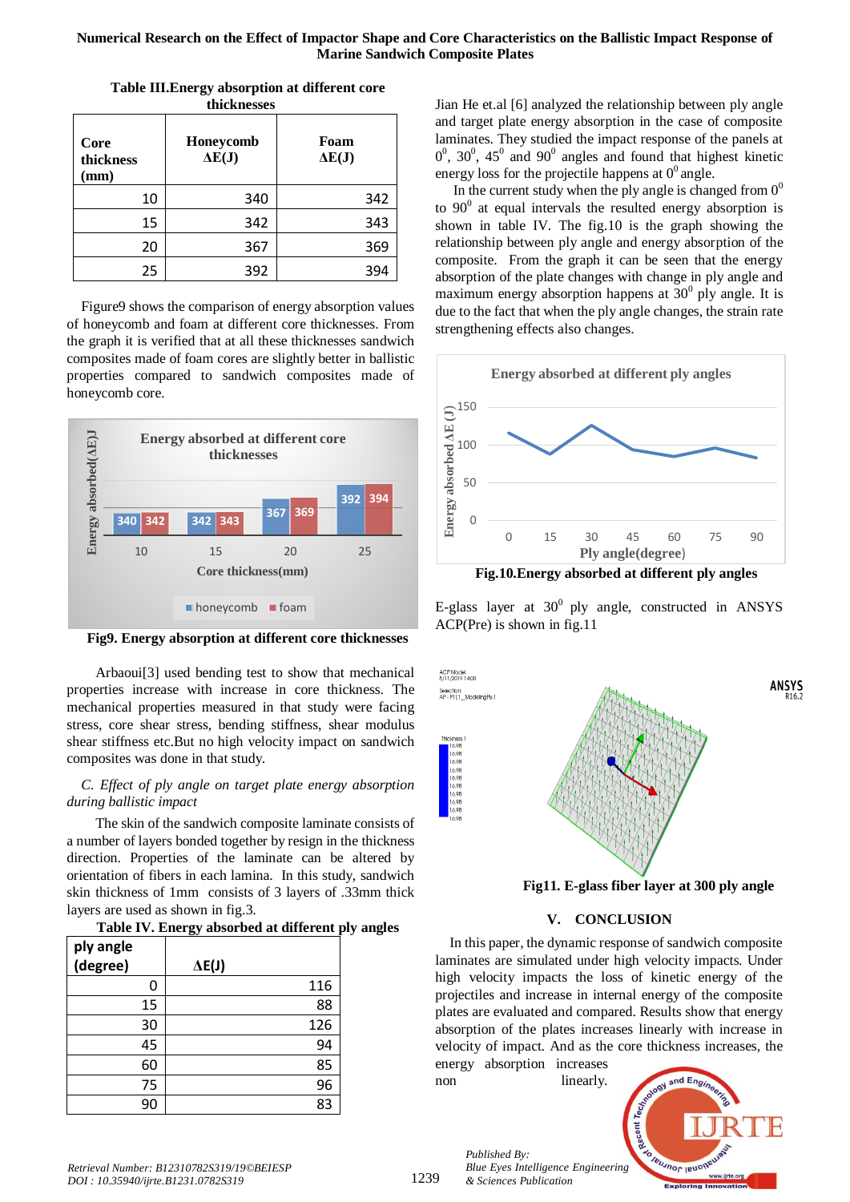Table III.Energy absorption at different core thicknesses

| Core thickness (mm) | Honeycomb ΔE(J) | Foam ΔE(J) |
|---|---|---|
| 10 | 340 | 342 |
| 15 | 342 | 343 |
| 20 | 367 | 369 |
| 25 | 392 | 394 |

Figure9 shows the comparison of energy absorption values of honeycomb and foam at different core thicknesses. From the graph it is verified that at all these thicknesses sandwich composites made of foam cores are slightly better in ballistic properties compared to sandwich composites made of honeycomb core.

**Fig9. Energy absorption at different core thicknesses**

Arbaoui[3] used bending test to show that mechanical properties increase with increase in core thickness. The mechanical properties measured in that study were facing stress, core shear stress, bending stiffness, shear modulus shear stiffness etc.But no high velocity impact on sandwich composites was done in that study.

### *C. Effect of ply angle on target plate energy absorption during ballistic impact*

The skin of the sandwich composite laminate consists of a number of layers bonded together by resign in the thickness direction. Properties of the laminate can be altered by orientation of fibers in each lamina. In this study, sandwich skin thickness of 1mm consists of 3 layers of .33mm thick layers are used as shown in fig.3.

**Table IV. Energy absorbed at different ply angles**

| ply angle (degree) | ΔE(J) |
|---|---|
| 0 | 116 |
| 15 | 88 |
| 30 | 126 |
| 45 | 94 |
| 60 | 85 |
| 75 | 96 |
| 90 | 83 |

Jian He et.al [6] analyzed the relationship between ply angle and target plate energy absorption in the case of composite laminates. They studied the impact response of the panels at $0^0$, $30^0$, $45^0$ and $90^0$ angles and found that highest kinetic energy loss for the projectile happens at $0^0$ angle.

In the current study when the ply angle is changed from $0^0$ to $90^0$ at equal intervals the resulted energy absorption is shown in table IV. The fig.10 is the graph showing the relationship between ply angle and energy absorption of the composite. From the graph it can be seen that the energy absorption of the plate changes with change in ply angle and maximum energy absorption happens at $30^0$ ply angle. It is due to the fact that when the ply angle changes, the strain rate strengthening effects also changes.

**Fig.10.Energy absorbed at different ply angles**

E-glass layer at $30^0$ ply angle, constructed in ANSYS ACP(Pre) is shown in fig.11

**Fig11. E-glass fiber layer at 300 ply angle**

## V. CONCLUSION

In this paper, the dynamic response of sandwich composite laminates are simulated under high velocity impacts. Under high velocity impacts the loss of kinetic energy of the projectiles and increase in internal energy of the composite plates are evaluated and compared. Results show that energy absorption of the plates increases linearly with increase in velocity of impact. And as the core thickness increases, the energy absorption increases non linearly.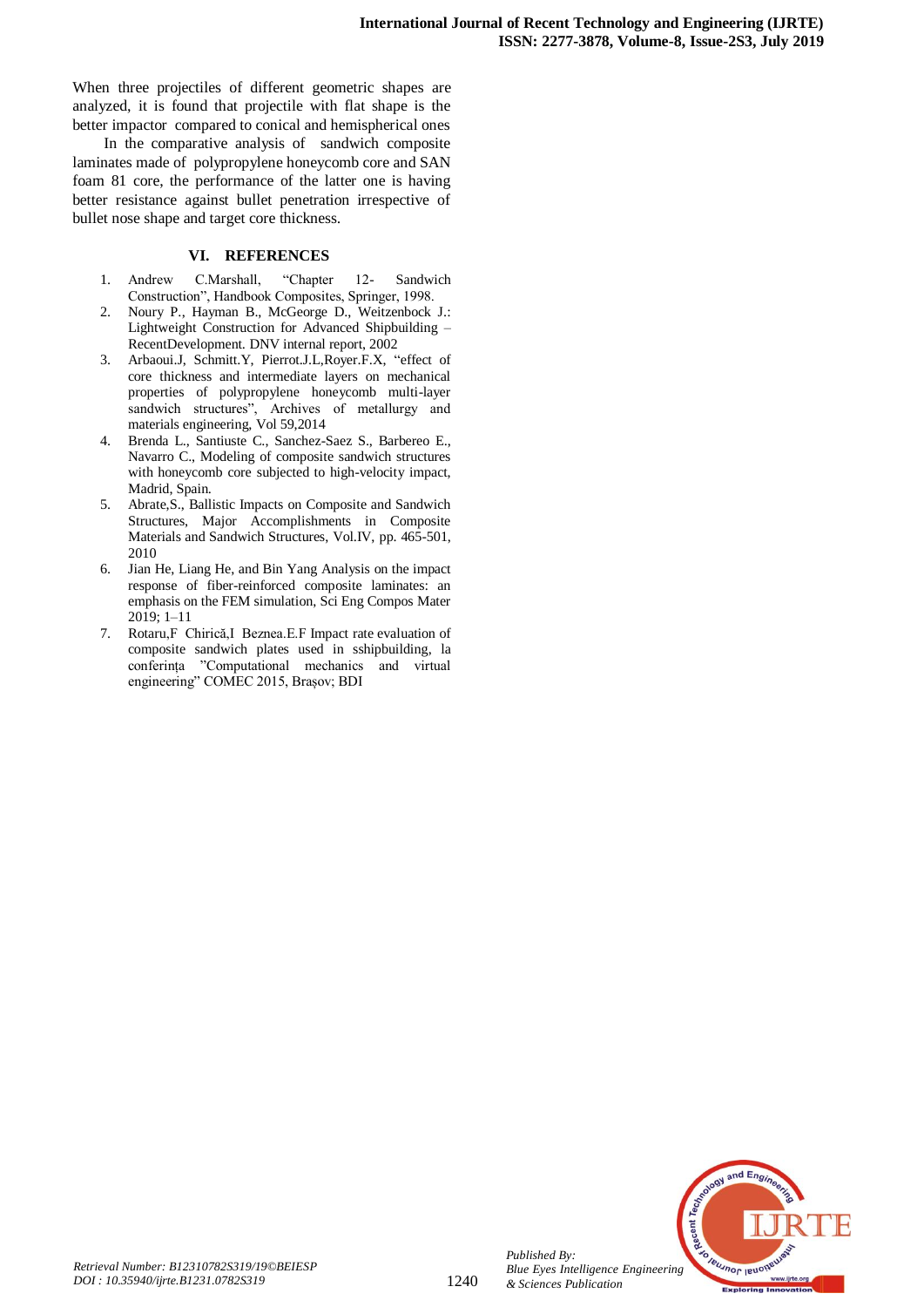When three projectiles of different geometric shapes are analyzed, it is found that projectile with flat shape is the better impactor compared to conical and hemispherical ones

In the comparative analysis of sandwich composite laminates made of polypropylene honeycomb core and SAN foam 81 core, the performance of the latter one is having better resistance against bullet penetration irrespective of bullet nose shape and target core thickness.

## VI. REFERENCES

1. Andrew C.Marshall, "Chapter 12- Sandwich Construction", Handbook Composites, Springer, 1998.
2. Noury P., Hayman B., McGeorge D., Weitzenbock J.: Lightweight Construction for Advanced Shipbuilding – RecentDevelopment. DNV internal report, 2002
3. Arbaoui.J, Schmitt.Y, Pierrot.J.L,Royer.F.X, "effect of core thickness and intermediate layers on mechanical properties of polypropylene honeycomb multi-layer sandwich structures", Archives of metallurgy and materials engineering, Vol 59,2014
4. Brenda L., Santiuste C., Sanchez-Saez S., Barbereo E., Navarro C., Modeling of composite sandwich structures with honeycomb core subjected to high-velocity impact, Madrid, Spain.
5. Abrate,S., Ballistic Impacts on Composite and Sandwich Structures, Major Accomplishments in Composite Materials and Sandwich Structures, Vol.IV, pp. 465-501, 2010
6. Jian He, Liang He, and Bin Yang Analysis on the impact response of fiber-reinforced composite laminates: an emphasis on the FEM simulation, Sci Eng Compos Mater 2019; 1–11
7. Rotaru,F Chirică,I Beznea.E.F Impact rate evaluation of composite sandwich plates used in sshipbuilding, la conferința "Computational mechanics and virtual engineering" COMEC 2015, Brașov; BDI